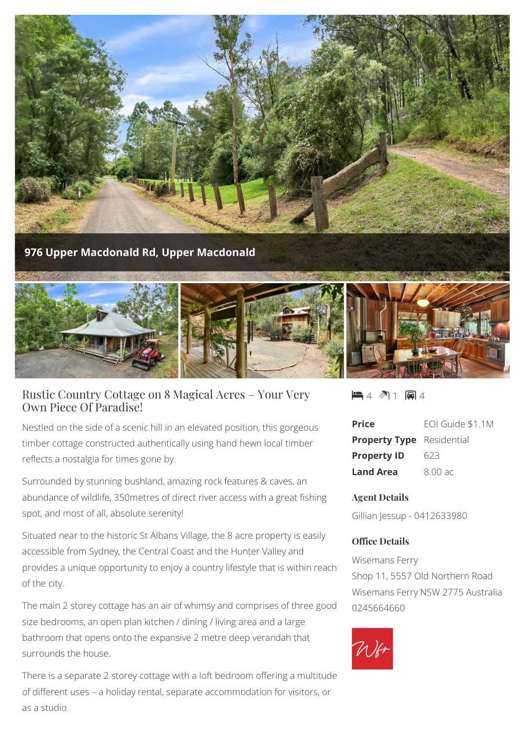**976 Upper Macdonald Rd, Upper Macdonald**

# Rustic Country Cottage on 8 Magical Acres – Your Very Own Piece Of Paradise!

4 | 1 | 4

| | |
|---|---|
| **Price** | EOI Guide $1.1M |
| **Property Type** | Residential |
| **Property ID** | 623 |
| **Land Area** | 8.00 ac |

## Agent Details

Gillian Jessup - 0412633980

## Office Details

Wisemans Ferry
Shop 11, 5557 Old Northern Road
Wisemans Ferry NSW 2775 Australia
0245664660

Nestled on the side of a scenic hill in an elevated position, this gorgeous timber cottage constructed authentically using hand hewn local timber reflects a nostalgia for times gone by.

Surrounded by stunning bushland, amazing rock features & caves, an abundance of wildlife, 350metres of direct river access with a great fishing spot, and most of all, absolute serenity!

Situated near to the historic St Albans Village, the 8 acre property is easily accessible from Sydney, the Central Coast and the Hunter Valley and provides a unique opportunity to enjoy a country lifestyle that is within reach of the city.

The main 2 storey cottage has an air of whimsy and comprises of three good size bedrooms, an open plan kitchen / dining / living area and a large bathroom that opens onto the expansive 2 metre deep verandah that surrounds the house.

There is a separate 2 storey cottage with a loft bedroom offering a multitude of different uses – a holiday rental, separate accommodation for visitors, or as a studio.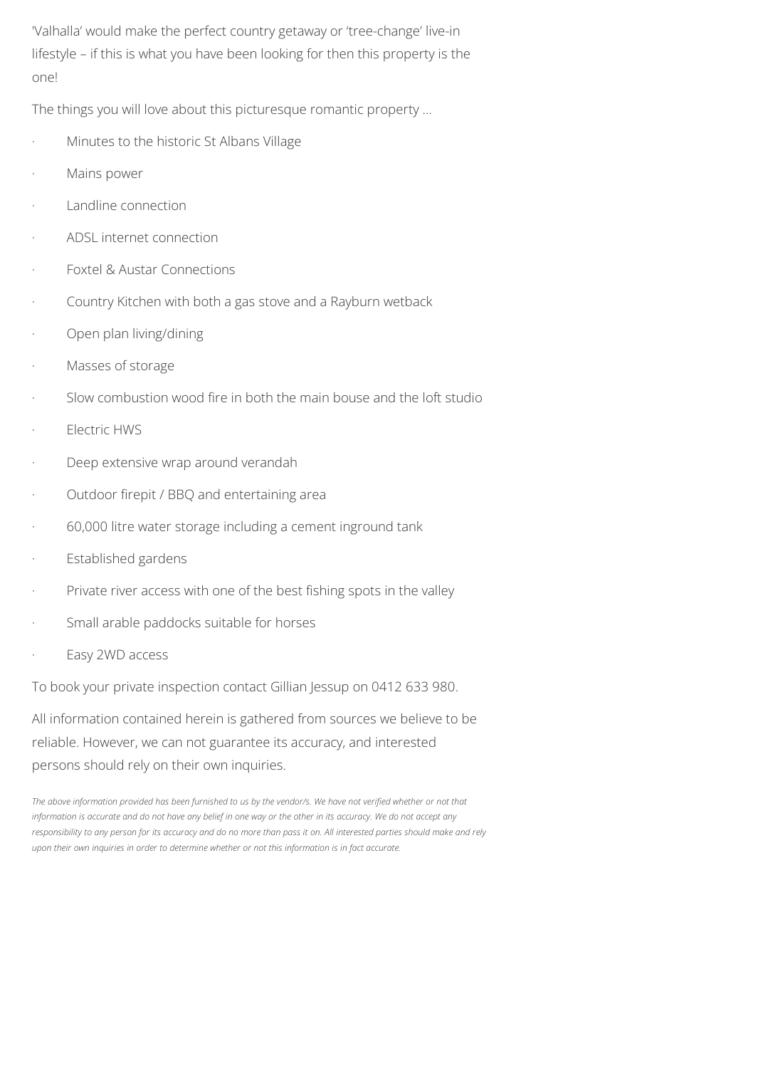'Valhalla' would make the perfect country getaway or 'tree-change' live-in lifestyle – if this is what you have been looking for then this property is the one!

The things you will love about this picturesque romantic property ...

- Minutes to the historic St Albans Village
- Mains power
- Landline connection
- ADSL internet connection
- Foxtel & Austar Connections
- Country Kitchen with both a gas stove and a Rayburn wetback
- Open plan living/dining
- Masses of storage
- Slow combustion wood fire in both the main bouse and the loft studio
- Electric HWS
- Deep extensive wrap around verandah
- Outdoor firepit / BBQ and entertaining area
- 60,000 litre water storage including a cement inground tank
- Established gardens
- Private river access with one of the best fishing spots in the valley
- Small arable paddocks suitable for horses
- Easy 2WD access

To book your private inspection contact Gillian Jessup on 0412 633 980.

All information contained herein is gathered from sources we believe to be reliable. However, we can not guarantee its accuracy, and interested persons should rely on their own inquiries.

*The above information provided has been furnished to us by the vendor/s. We have not verified whether or not that information is accurate and do not have any belief in one way or the other in its accuracy. We do not accept any responsibility to any person for its accuracy and do no more than pass it on. All interested parties should make and rely upon their own inquiries in order to determine whether or not this information is in fact accurate.*